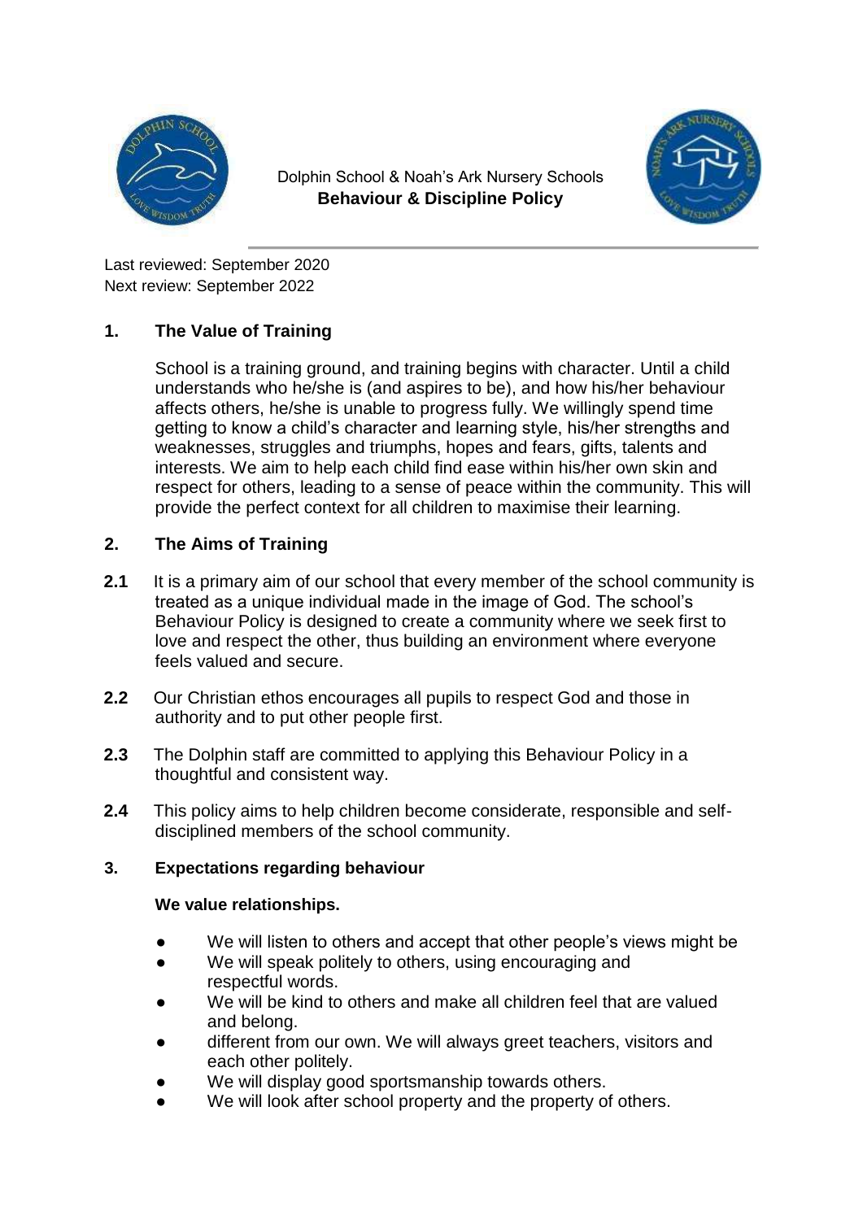Dolphin School & Noah's Ark Nursery Schools

# Behaviour & Discipline Policy

Last reviewed: September 2020
Next review: September 2022

## 1. The Value of Training

School is a training ground, and training begins with character. Until a child understands who he/she is (and aspires to be), and how his/her behaviour affects others, he/she is unable to progress fully. We willingly spend time getting to know a child's character and learning style, his/her strengths and weaknesses, struggles and triumphs, hopes and fears, gifts, talents and interests. We aim to help each child find ease within his/her own skin and respect for others, leading to a sense of peace within the community. This will provide the perfect context for all children to maximise their learning.

## 2. The Aims of Training

**2.1** It is a primary aim of our school that every member of the school community is treated as a unique individual made in the image of God. The school's Behaviour Policy is designed to create a community where we seek first to love and respect the other, thus building an environment where everyone feels valued and secure.

**2.2** Our Christian ethos encourages all pupils to respect God and those in authority and to put other people first.

**2.3** The Dolphin staff are committed to applying this Behaviour Policy in a thoughtful and consistent way.

**2.4** This policy aims to help children become considerate, responsible and self-disciplined members of the school community.

## 3. Expectations regarding behaviour

**We value relationships.**

- We will listen to others and accept that other people's views might be
- We will speak politely to others, using encouraging and respectful words.
- We will be kind to others and make all children feel that are valued and belong.
- different from our own. We will always greet teachers, visitors and each other politely.
- We will display good sportsmanship towards others.
- We will look after school property and the property of others.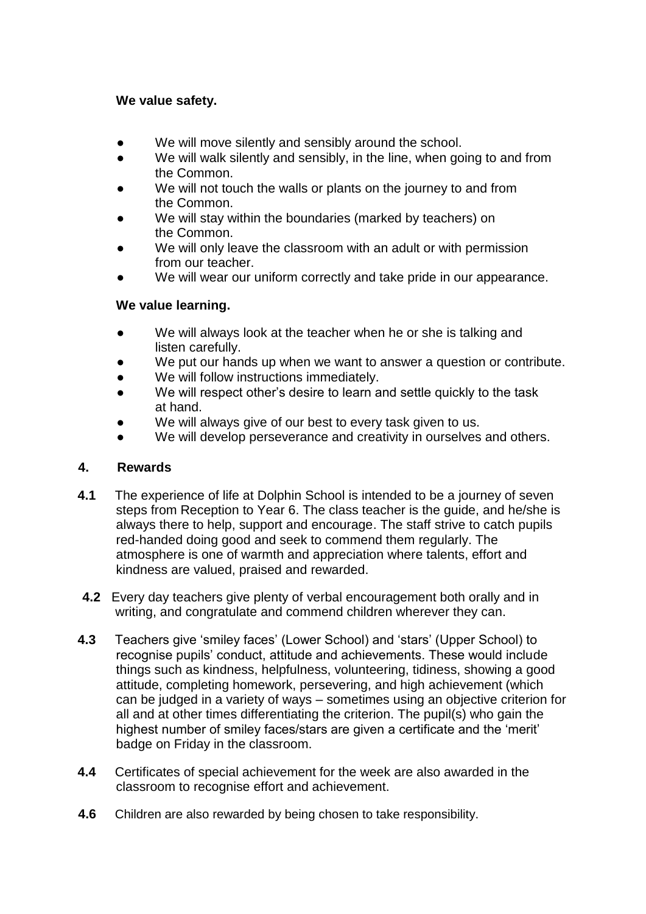**We value safety.**

- We will move silently and sensibly around the school.
- We will walk silently and sensibly, in the line, when going to and from the Common.
- We will not touch the walls or plants on the journey to and from the Common.
- We will stay within the boundaries (marked by teachers) on the Common.
- We will only leave the classroom with an adult or with permission from our teacher.
- We will wear our uniform correctly and take pride in our appearance.

**We value learning.**

- We will always look at the teacher when he or she is talking and listen carefully.
- We put our hands up when we want to answer a question or contribute.
- We will follow instructions immediately.
- We will respect other's desire to learn and settle quickly to the task at hand.
- We will always give of our best to every task given to us.
- We will develop perseverance and creativity in ourselves and others.

## 4. Rewards

**4.1** The experience of life at Dolphin School is intended to be a journey of seven steps from Reception to Year 6. The class teacher is the guide, and he/she is always there to help, support and encourage. The staff strive to catch pupils red-handed doing good and seek to commend them regularly. The atmosphere is one of warmth and appreciation where talents, effort and kindness are valued, praised and rewarded.

**4.2** Every day teachers give plenty of verbal encouragement both orally and in writing, and congratulate and commend children wherever they can.

**4.3** Teachers give 'smiley faces' (Lower School) and 'stars' (Upper School) to recognise pupils' conduct, attitude and achievements. These would include things such as kindness, helpfulness, volunteering, tidiness, showing a good attitude, completing homework, persevering, and high achievement (which can be judged in a variety of ways – sometimes using an objective criterion for all and at other times differentiating the criterion. The pupil(s) who gain the highest number of smiley faces/stars are given a certificate and the 'merit' badge on Friday in the classroom.

**4.4** Certificates of special achievement for the week are also awarded in the classroom to recognise effort and achievement.

**4.6** Children are also rewarded by being chosen to take responsibility.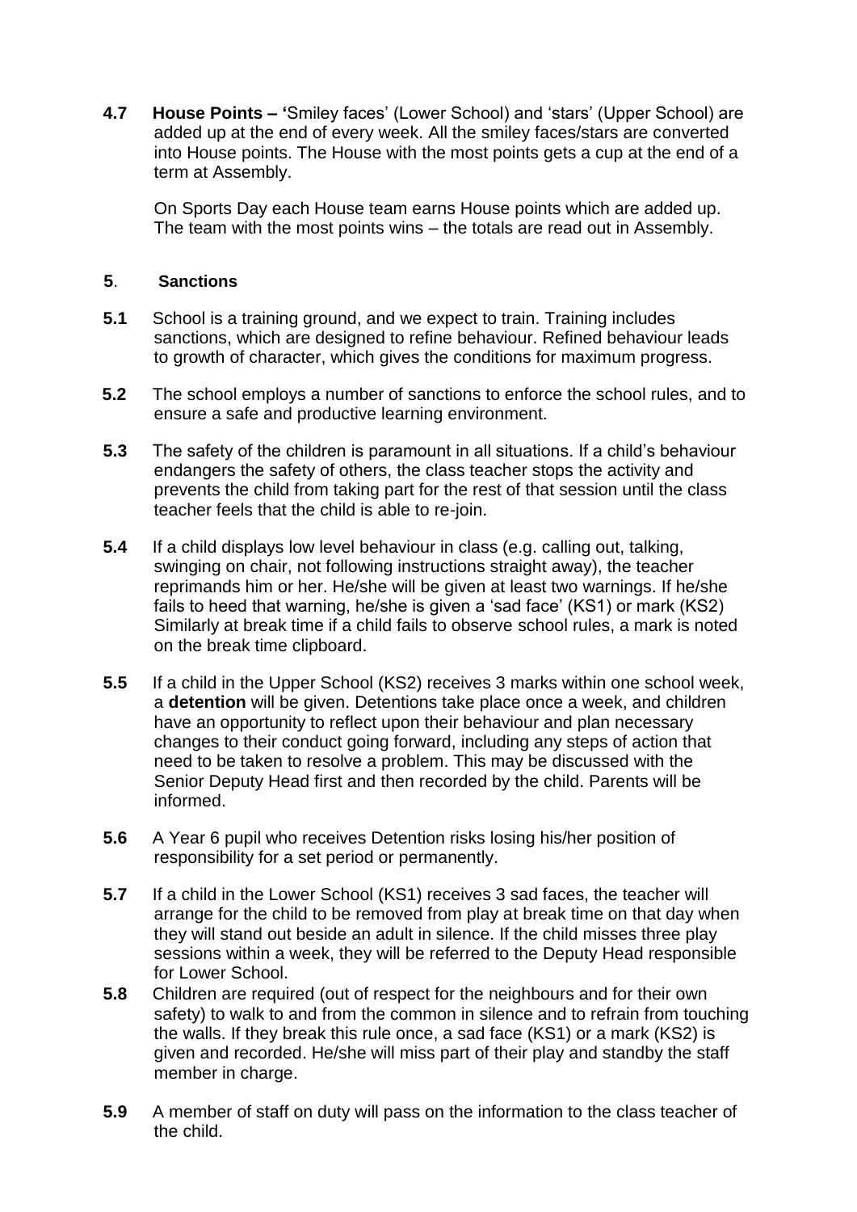**4.7 House Points –** 'Smiley faces' (Lower School) and 'stars' (Upper School) are added up at the end of every week. All the smiley faces/stars are converted into House points. The House with the most points gets a cup at the end of a term at Assembly.

On Sports Day each House team earns House points which are added up. The team with the most points wins – the totals are read out in Assembly.

## 5. Sanctions

**5.1** School is a training ground, and we expect to train. Training includes sanctions, which are designed to refine behaviour. Refined behaviour leads to growth of character, which gives the conditions for maximum progress.

**5.2** The school employs a number of sanctions to enforce the school rules, and to ensure a safe and productive learning environment.

**5.3** The safety of the children is paramount in all situations. If a child's behaviour endangers the safety of others, the class teacher stops the activity and prevents the child from taking part for the rest of that session until the class teacher feels that the child is able to re-join.

**5.4** If a child displays low level behaviour in class (e.g. calling out, talking, swinging on chair, not following instructions straight away), the teacher reprimands him or her. He/she will be given at least two warnings. If he/she fails to heed that warning, he/she is given a 'sad face' (KS1) or mark (KS2) Similarly at break time if a child fails to observe school rules, a mark is noted on the break time clipboard.

**5.5** If a child in the Upper School (KS2) receives 3 marks within one school week, a **detention** will be given. Detentions take place once a week, and children have an opportunity to reflect upon their behaviour and plan necessary changes to their conduct going forward, including any steps of action that need to be taken to resolve a problem. This may be discussed with the Senior Deputy Head first and then recorded by the child. Parents will be informed.

**5.6** A Year 6 pupil who receives Detention risks losing his/her position of responsibility for a set period or permanently.

**5.7** If a child in the Lower School (KS1) receives 3 sad faces, the teacher will arrange for the child to be removed from play at break time on that day when they will stand out beside an adult in silence. If the child misses three play sessions within a week, they will be referred to the Deputy Head responsible for Lower School.

**5.8** Children are required (out of respect for the neighbours and for their own safety) to walk to and from the common in silence and to refrain from touching the walls. If they break this rule once, a sad face (KS1) or a mark (KS2) is given and recorded. He/she will miss part of their play and standby the staff member in charge.

**5.9** A member of staff on duty will pass on the information to the class teacher of the child.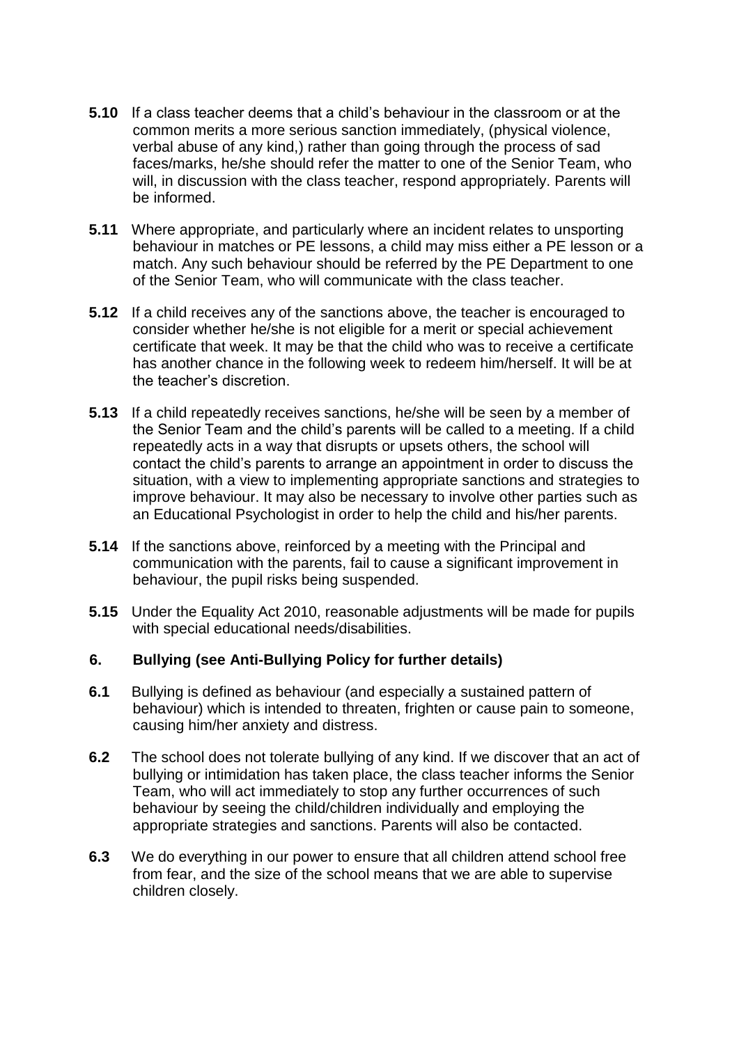**5.10** If a class teacher deems that a child's behaviour in the classroom or at the common merits a more serious sanction immediately, (physical violence, verbal abuse of any kind,) rather than going through the process of sad faces/marks, he/she should refer the matter to one of the Senior Team, who will, in discussion with the class teacher, respond appropriately. Parents will be informed.

**5.11** Where appropriate, and particularly where an incident relates to unsporting behaviour in matches or PE lessons, a child may miss either a PE lesson or a match. Any such behaviour should be referred by the PE Department to one of the Senior Team, who will communicate with the class teacher.

**5.12** If a child receives any of the sanctions above, the teacher is encouraged to consider whether he/she is not eligible for a merit or special achievement certificate that week. It may be that the child who was to receive a certificate has another chance in the following week to redeem him/herself. It will be at the teacher's discretion.

**5.13** If a child repeatedly receives sanctions, he/she will be seen by a member of the Senior Team and the child's parents will be called to a meeting. If a child repeatedly acts in a way that disrupts or upsets others, the school will contact the child's parents to arrange an appointment in order to discuss the situation, with a view to implementing appropriate sanctions and strategies to improve behaviour. It may also be necessary to involve other parties such as an Educational Psychologist in order to help the child and his/her parents.

**5.14** If the sanctions above, reinforced by a meeting with the Principal and communication with the parents, fail to cause a significant improvement in behaviour, the pupil risks being suspended.

**5.15** Under the Equality Act 2010, reasonable adjustments will be made for pupils with special educational needs/disabilities.

## 6. Bullying (see Anti-Bullying Policy for further details)

**6.1** Bullying is defined as behaviour (and especially a sustained pattern of behaviour) which is intended to threaten, frighten or cause pain to someone, causing him/her anxiety and distress.

**6.2** The school does not tolerate bullying of any kind. If we discover that an act of bullying or intimidation has taken place, the class teacher informs the Senior Team, who will act immediately to stop any further occurrences of such behaviour by seeing the child/children individually and employing the appropriate strategies and sanctions. Parents will also be contacted.

**6.3** We do everything in our power to ensure that all children attend school free from fear, and the size of the school means that we are able to supervise children closely.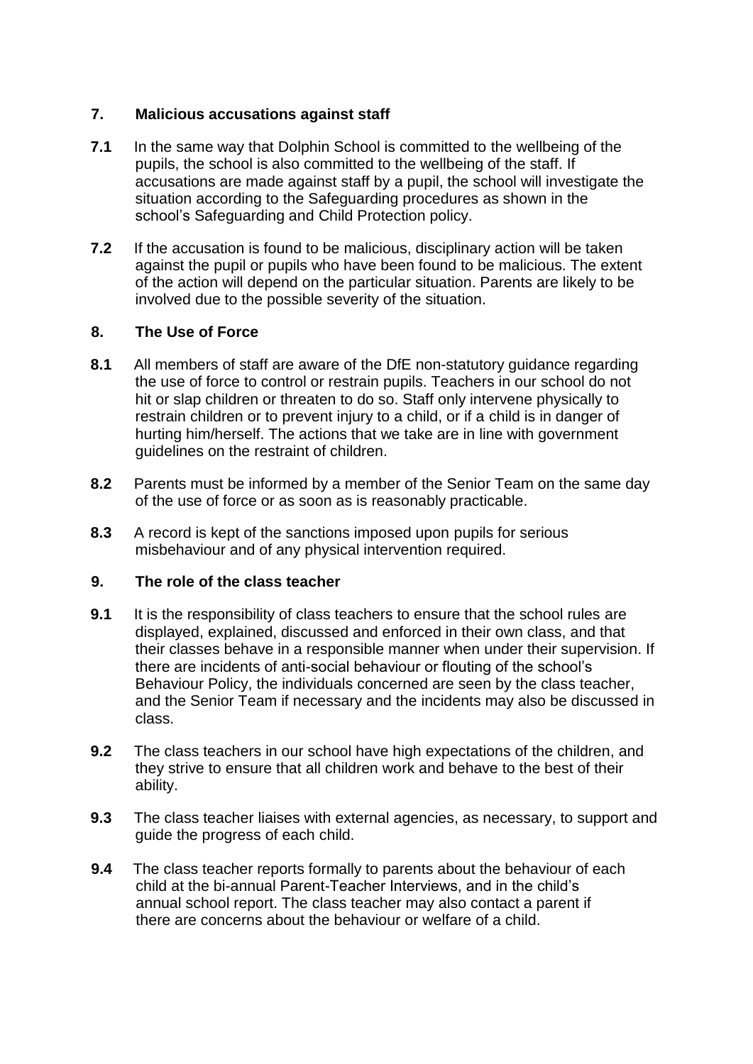## 7. Malicious accusations against staff

**7.1** In the same way that Dolphin School is committed to the wellbeing of the pupils, the school is also committed to the wellbeing of the staff. If accusations are made against staff by a pupil, the school will investigate the situation according to the Safeguarding procedures as shown in the school's Safeguarding and Child Protection policy.

**7.2** If the accusation is found to be malicious, disciplinary action will be taken against the pupil or pupils who have been found to be malicious. The extent of the action will depend on the particular situation. Parents are likely to be involved due to the possible severity of the situation.

## 8. The Use of Force

**8.1** All members of staff are aware of the DfE non-statutory guidance regarding the use of force to control or restrain pupils. Teachers in our school do not hit or slap children or threaten to do so. Staff only intervene physically to restrain children or to prevent injury to a child, or if a child is in danger of hurting him/herself. The actions that we take are in line with government guidelines on the restraint of children.

**8.2** Parents must be informed by a member of the Senior Team on the same day of the use of force or as soon as is reasonably practicable.

**8.3** A record is kept of the sanctions imposed upon pupils for serious misbehaviour and of any physical intervention required.

## 9. The role of the class teacher

**9.1** It is the responsibility of class teachers to ensure that the school rules are displayed, explained, discussed and enforced in their own class, and that their classes behave in a responsible manner when under their supervision. If there are incidents of anti-social behaviour or flouting of the school's Behaviour Policy, the individuals concerned are seen by the class teacher, and the Senior Team if necessary and the incidents may also be discussed in class.

**9.2** The class teachers in our school have high expectations of the children, and they strive to ensure that all children work and behave to the best of their ability.

**9.3** The class teacher liaises with external agencies, as necessary, to support and guide the progress of each child.

**9.4** The class teacher reports formally to parents about the behaviour of each child at the bi-annual Parent-Teacher Interviews, and in the child's annual school report. The class teacher may also contact a parent if there are concerns about the behaviour or welfare of a child.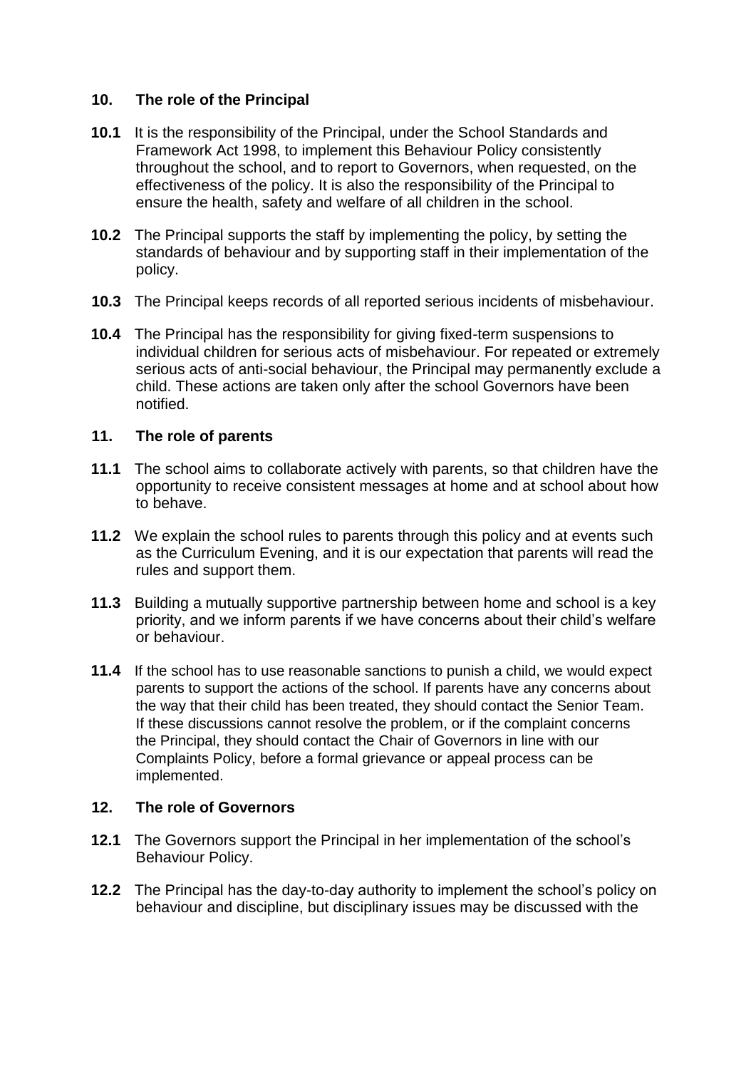## 10. The role of the Principal

**10.1** It is the responsibility of the Principal, under the School Standards and Framework Act 1998, to implement this Behaviour Policy consistently throughout the school, and to report to Governors, when requested, on the effectiveness of the policy. It is also the responsibility of the Principal to ensure the health, safety and welfare of all children in the school.

**10.2** The Principal supports the staff by implementing the policy, by setting the standards of behaviour and by supporting staff in their implementation of the policy.

**10.3** The Principal keeps records of all reported serious incidents of misbehaviour.

**10.4** The Principal has the responsibility for giving fixed-term suspensions to individual children for serious acts of misbehaviour. For repeated or extremely serious acts of anti-social behaviour, the Principal may permanently exclude a child. These actions are taken only after the school Governors have been notified.

## 11. The role of parents

**11.1** The school aims to collaborate actively with parents, so that children have the opportunity to receive consistent messages at home and at school about how to behave.

**11.2** We explain the school rules to parents through this policy and at events such as the Curriculum Evening, and it is our expectation that parents will read the rules and support them.

**11.3** Building a mutually supportive partnership between home and school is a key priority, and we inform parents if we have concerns about their child's welfare or behaviour.

**11.4** If the school has to use reasonable sanctions to punish a child, we would expect parents to support the actions of the school. If parents have any concerns about the way that their child has been treated, they should contact the Senior Team. If these discussions cannot resolve the problem, or if the complaint concerns the Principal, they should contact the Chair of Governors in line with our Complaints Policy, before a formal grievance or appeal process can be implemented.

## 12. The role of Governors

**12.1** The Governors support the Principal in her implementation of the school's Behaviour Policy.

**12.2** The Principal has the day-to-day authority to implement the school's policy on behaviour and discipline, but disciplinary issues may be discussed with the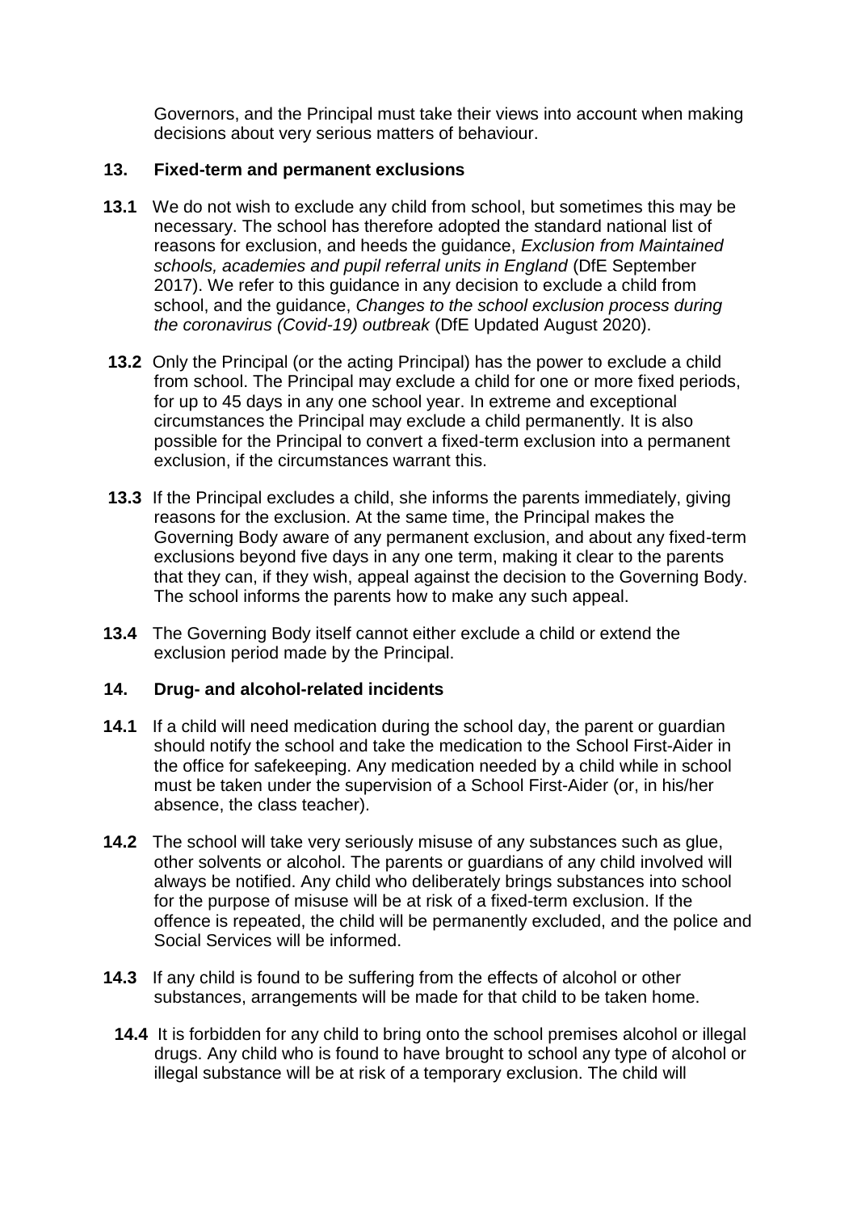Governors, and the Principal must take their views into account when making decisions about very serious matters of behaviour.

## 13. Fixed-term and permanent exclusions

**13.1** We do not wish to exclude any child from school, but sometimes this may be necessary. The school has therefore adopted the standard national list of reasons for exclusion, and heeds the guidance, *Exclusion from Maintained schools, academies and pupil referral units in England* (DfE September 2017). We refer to this guidance in any decision to exclude a child from school, and the guidance, *Changes to the school exclusion process during the coronavirus (Covid-19) outbreak* (DfE Updated August 2020).

**13.2** Only the Principal (or the acting Principal) has the power to exclude a child from school. The Principal may exclude a child for one or more fixed periods, for up to 45 days in any one school year. In extreme and exceptional circumstances the Principal may exclude a child permanently. It is also possible for the Principal to convert a fixed-term exclusion into a permanent exclusion, if the circumstances warrant this.

**13.3** If the Principal excludes a child, she informs the parents immediately, giving reasons for the exclusion. At the same time, the Principal makes the Governing Body aware of any permanent exclusion, and about any fixed-term exclusions beyond five days in any one term, making it clear to the parents that they can, if they wish, appeal against the decision to the Governing Body. The school informs the parents how to make any such appeal.

**13.4** The Governing Body itself cannot either exclude a child or extend the exclusion period made by the Principal.

## 14. Drug- and alcohol-related incidents

**14.1** If a child will need medication during the school day, the parent or guardian should notify the school and take the medication to the School First-Aider in the office for safekeeping. Any medication needed by a child while in school must be taken under the supervision of a School First-Aider (or, in his/her absence, the class teacher).

**14.2** The school will take very seriously misuse of any substances such as glue, other solvents or alcohol. The parents or guardians of any child involved will always be notified. Any child who deliberately brings substances into school for the purpose of misuse will be at risk of a fixed-term exclusion. If the offence is repeated, the child will be permanently excluded, and the police and Social Services will be informed.

**14.3** If any child is found to be suffering from the effects of alcohol or other substances, arrangements will be made for that child to be taken home.

**14.4** It is forbidden for any child to bring onto the school premises alcohol or illegal drugs. Any child who is found to have brought to school any type of alcohol or illegal substance will be at risk of a temporary exclusion. The child will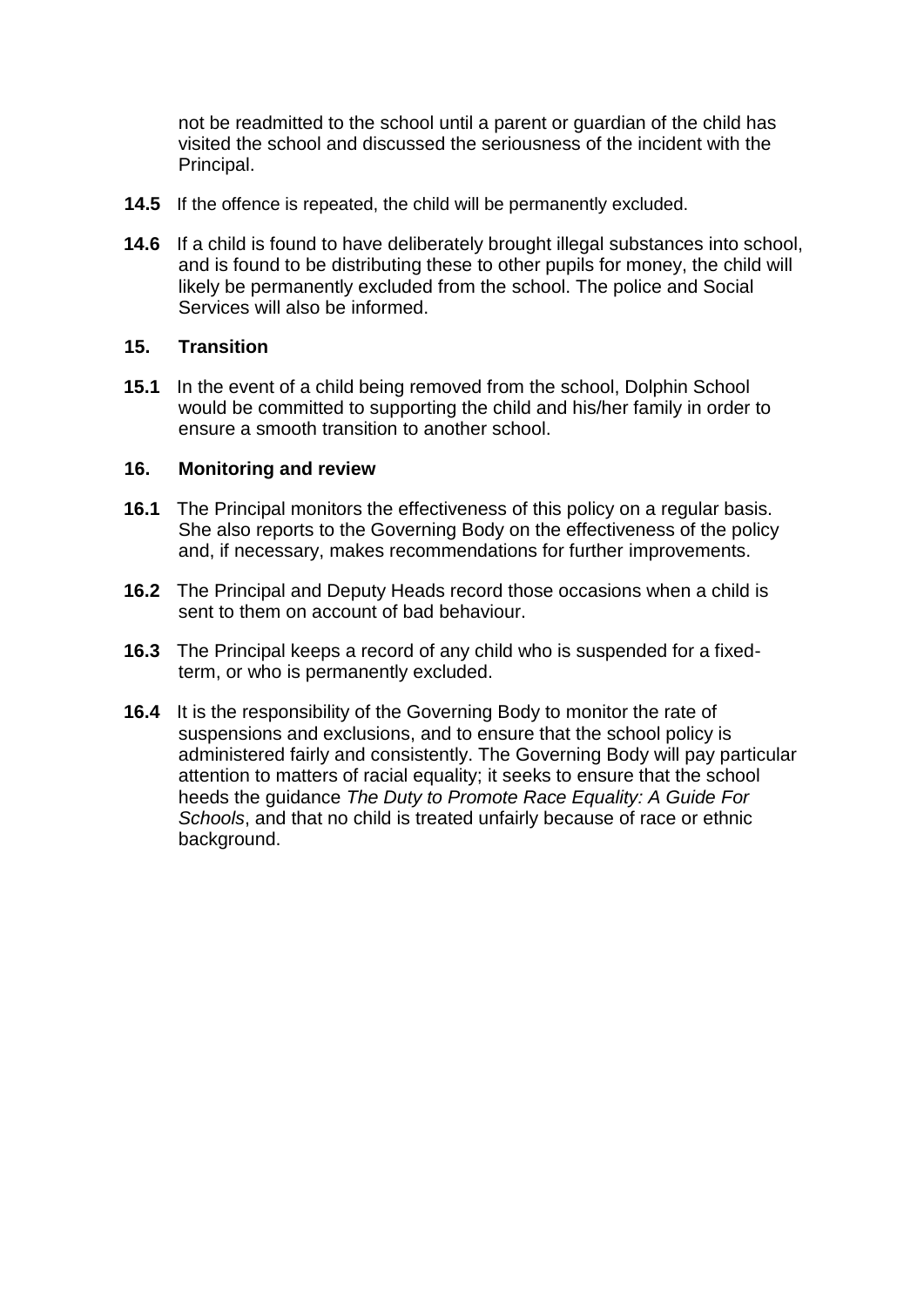not be readmitted to the school until a parent or guardian of the child has visited the school and discussed the seriousness of the incident with the Principal.

**14.5** If the offence is repeated, the child will be permanently excluded.

**14.6** If a child is found to have deliberately brought illegal substances into school, and is found to be distributing these to other pupils for money, the child will likely be permanently excluded from the school. The police and Social Services will also be informed.

## 15. Transition

**15.1** In the event of a child being removed from the school, Dolphin School would be committed to supporting the child and his/her family in order to ensure a smooth transition to another school.

## 16. Monitoring and review

**16.1** The Principal monitors the effectiveness of this policy on a regular basis. She also reports to the Governing Body on the effectiveness of the policy and, if necessary, makes recommendations for further improvements.

**16.2** The Principal and Deputy Heads record those occasions when a child is sent to them on account of bad behaviour.

**16.3** The Principal keeps a record of any child who is suspended for a fixed-term, or who is permanently excluded.

**16.4** It is the responsibility of the Governing Body to monitor the rate of suspensions and exclusions, and to ensure that the school policy is administered fairly and consistently. The Governing Body will pay particular attention to matters of racial equality; it seeks to ensure that the school heeds the guidance *The Duty to Promote Race Equality: A Guide For Schools*, and that no child is treated unfairly because of race or ethnic background.